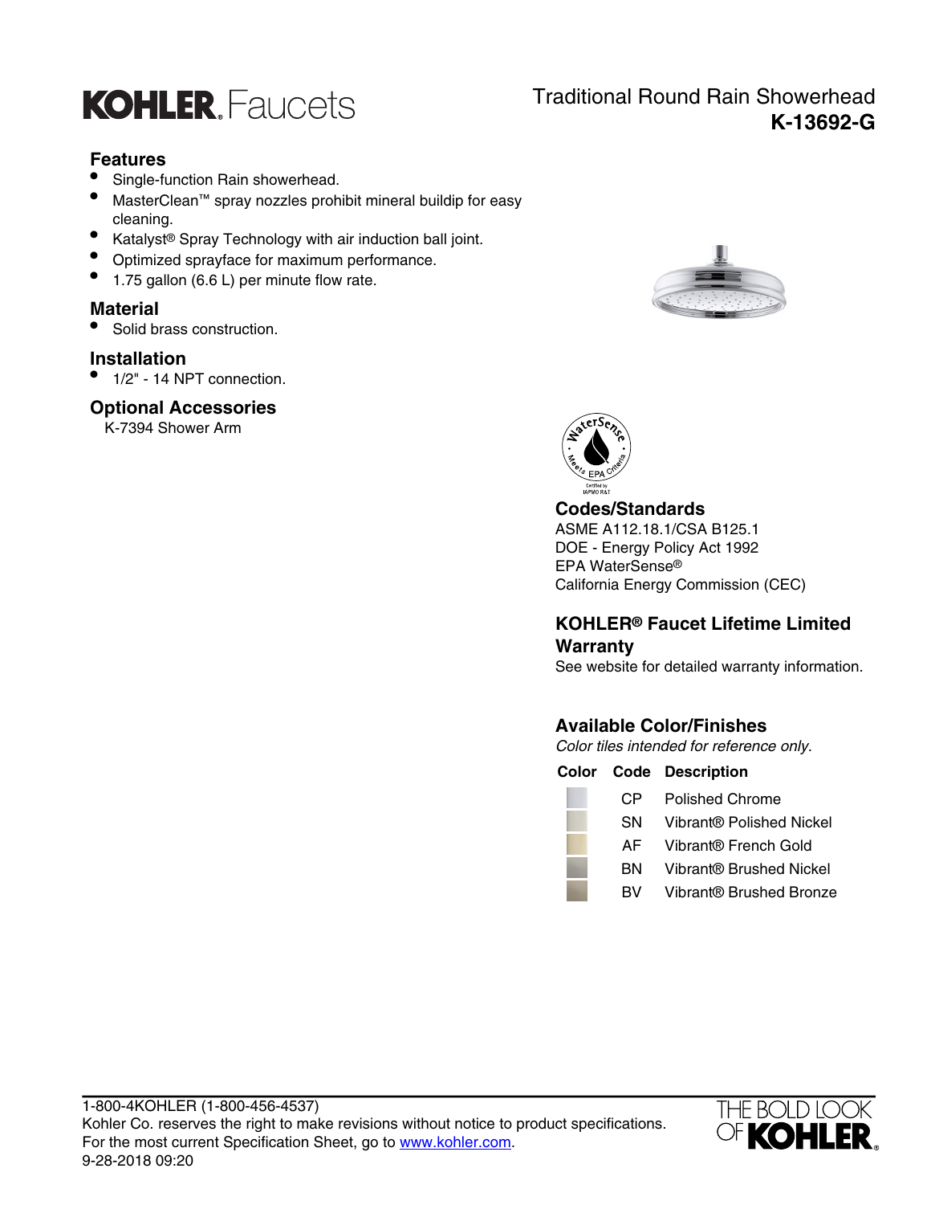KOHLER. Faucets

# Traditional Round Rain Showerhead
## K-13692-G

### Features

- Single-function Rain showerhead.
- MasterClean™ spray nozzles prohibit mineral buildip for easy cleaning.
- Katalyst® Spray Technology with air induction ball joint.
- Optimized sprayface for maximum performance.
- 1.75 gallon (6.6 L) per minute flow rate.

### Material

- Solid brass construction.

### Installation

- 1/2" - 14 NPT connection.

### Optional Accessories

K-7394 Shower Arm

### Codes/Standards

ASME A112.18.1/CSA B125.1
DOE - Energy Policy Act 1992
EPA WaterSense®
California Energy Commission (CEC)

### KOHLER® Faucet Lifetime Limited Warranty

See website for detailed warranty information.

### Available Color/Finishes

*Color tiles intended for reference only.*

| Color | Code | Description |
|---|---|---|
| | CP | Polished Chrome |
| | SN | Vibrant® Polished Nickel |
| | AF | Vibrant® French Gold |
| | BN | Vibrant® Brushed Nickel |
| | BV | Vibrant® Brushed Bronze |

1-800-4KOHLER (1-800-456-4537)
Kohler Co. reserves the right to make revisions without notice to product specifications.
For the most current Specification Sheet, go to www.kohler.com.
9-28-2018 09:20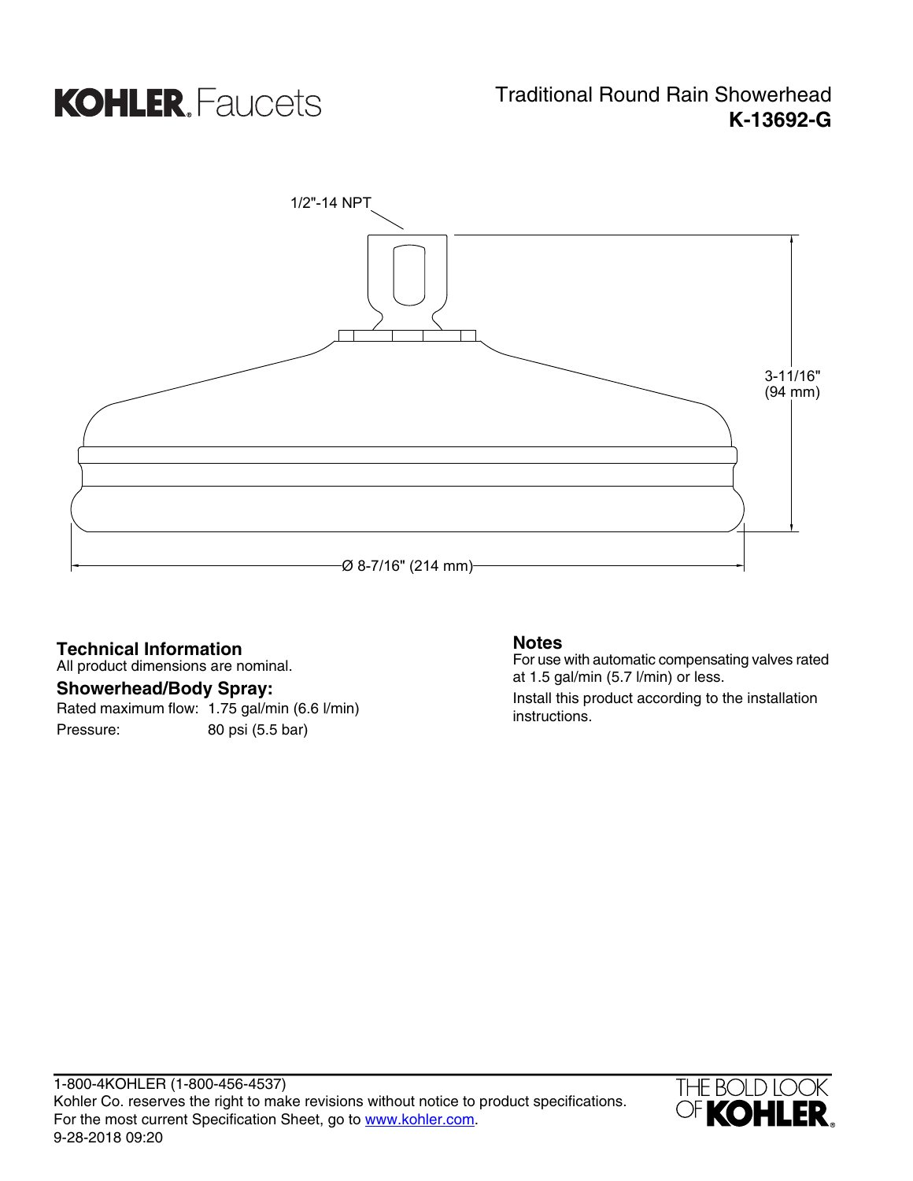KOHLER. Faucets

Traditional Round Rain Showerhead
**K-13692-G**

1/2"-14 NPT

3-11/16"
(94 mm)

Ø 8-7/16" (214 mm)

## Technical Information

All product dimensions are nominal.

### Showerhead/Body Spray:

| | |
|---|---|
| Rated maximum flow: | 1.75 gal/min (6.6 l/min) |
| Pressure: | 80 psi (5.5 bar) |

## Notes

For use with automatic compensating valves rated at 1.5 gal/min (5.7 l/min) or less.

Install this product according to the installation instructions.

1-800-4KOHLER (1-800-456-4537)
Kohler Co. reserves the right to make revisions without notice to product specifications.
For the most current Specification Sheet, go to www.kohler.com.
9-28-2018 09:20